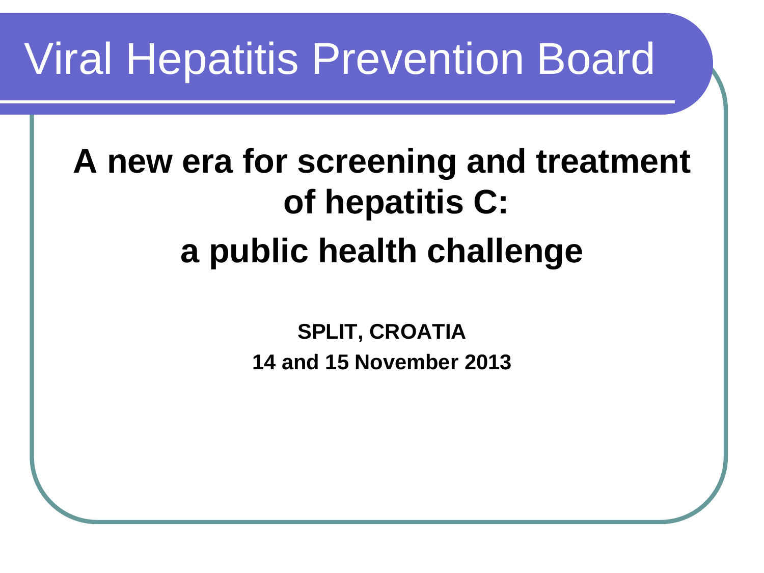# Viral Hepatitis Prevention Board

## A new era for screening and treatment of hepatitis C: a public health challenge

**SPLIT, CROATIA**

**14 and 15 November 2013**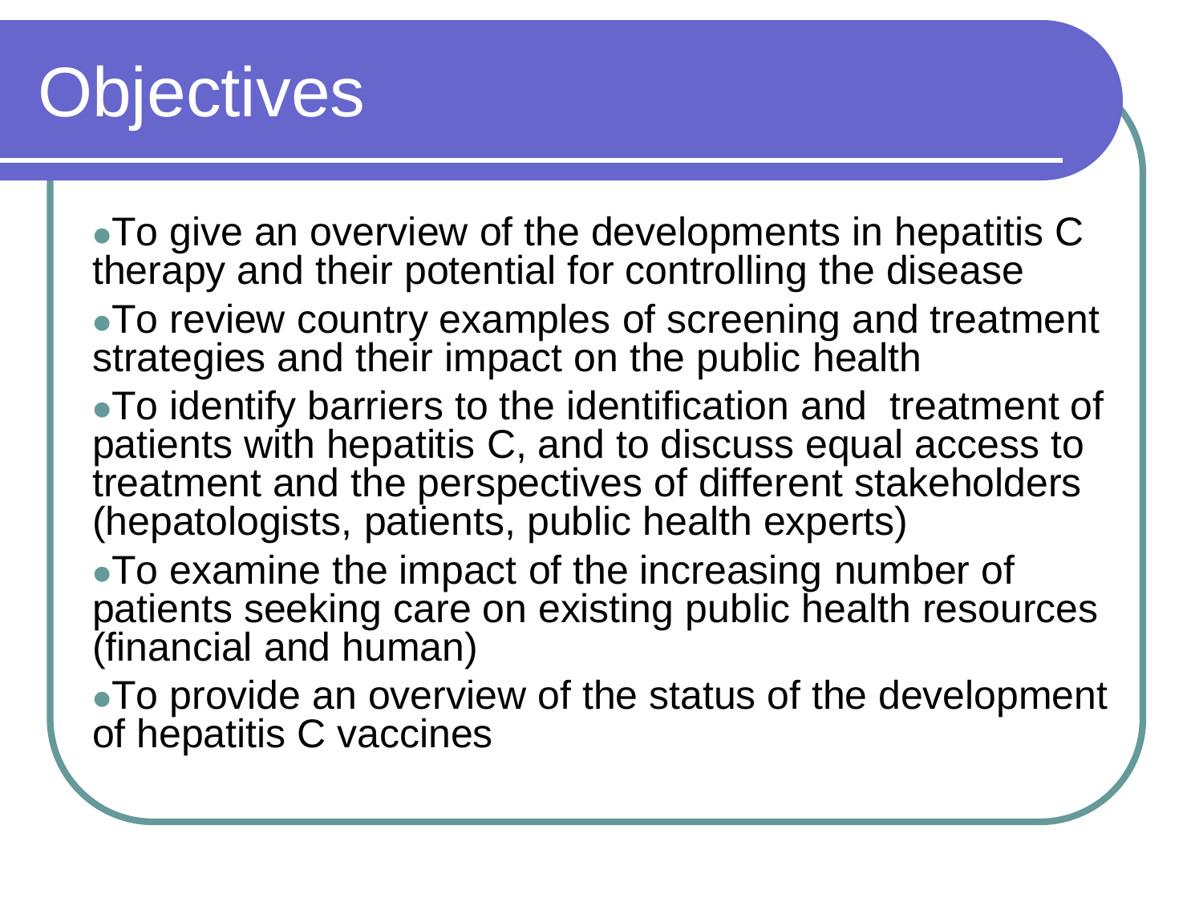# Objectives

- To give an overview of the developments in hepatitis C therapy and their potential for controlling the disease
- To review country examples of screening and treatment strategies and their impact on the public health
- To identify barriers to the identification and treatment of patients with hepatitis C, and to discuss equal access to treatment and the perspectives of different stakeholders (hepatologists, patients, public health experts)
- To examine the impact of the increasing number of patients seeking care on existing public health resources (financial and human)
- To provide an overview of the status of the development of hepatitis C vaccines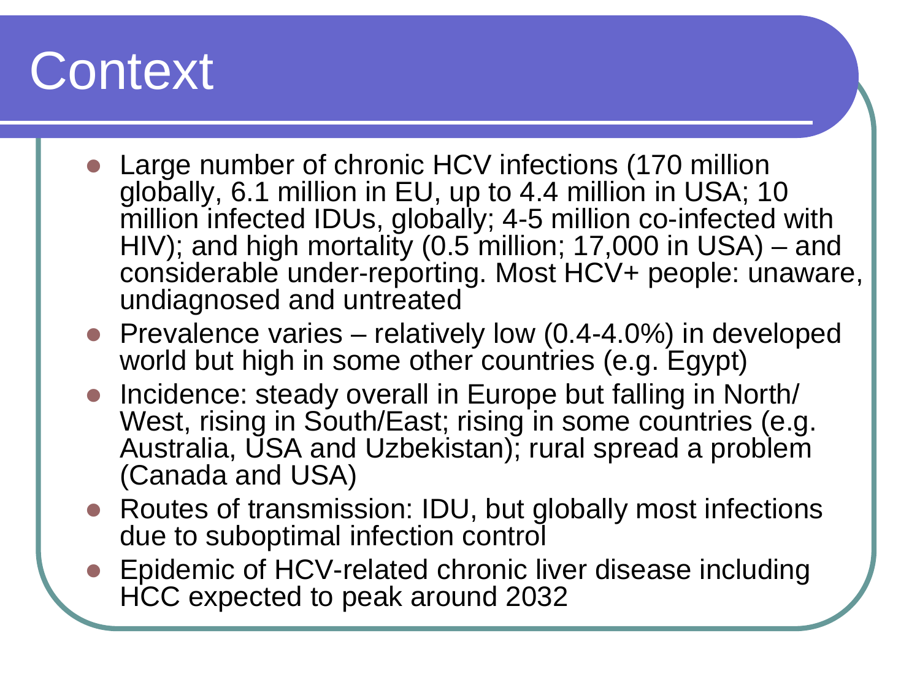# Context

- Large number of chronic HCV infections (170 million globally, 6.1 million in EU, up to 4.4 million in USA; 10 million infected IDUs, globally; 4-5 million co-infected with HIV); and high mortality (0.5 million; 17,000 in USA) – and considerable under-reporting. Most HCV+ people: unaware, undiagnosed and untreated
- Prevalence varies – relatively low (0.4-4.0%) in developed world but high in some other countries (e.g. Egypt)
- Incidence: steady overall in Europe but falling in North/ West, rising in South/East; rising in some countries (e.g. Australia, USA and Uzbekistan); rural spread a problem (Canada and USA)
- Routes of transmission: IDU, but globally most infections due to suboptimal infection control
- Epidemic of HCV-related chronic liver disease including HCC expected to peak around 2032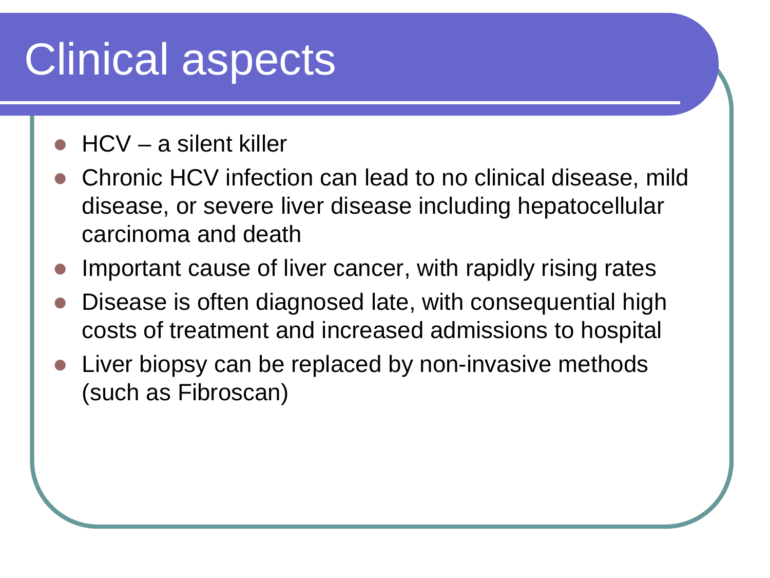# Clinical aspects

- HCV – a silent killer
- Chronic HCV infection can lead to no clinical disease, mild disease, or severe liver disease including hepatocellular carcinoma and death
- Important cause of liver cancer, with rapidly rising rates
- Disease is often diagnosed late, with consequential high costs of treatment and increased admissions to hospital
- Liver biopsy can be replaced by non-invasive methods (such as Fibroscan)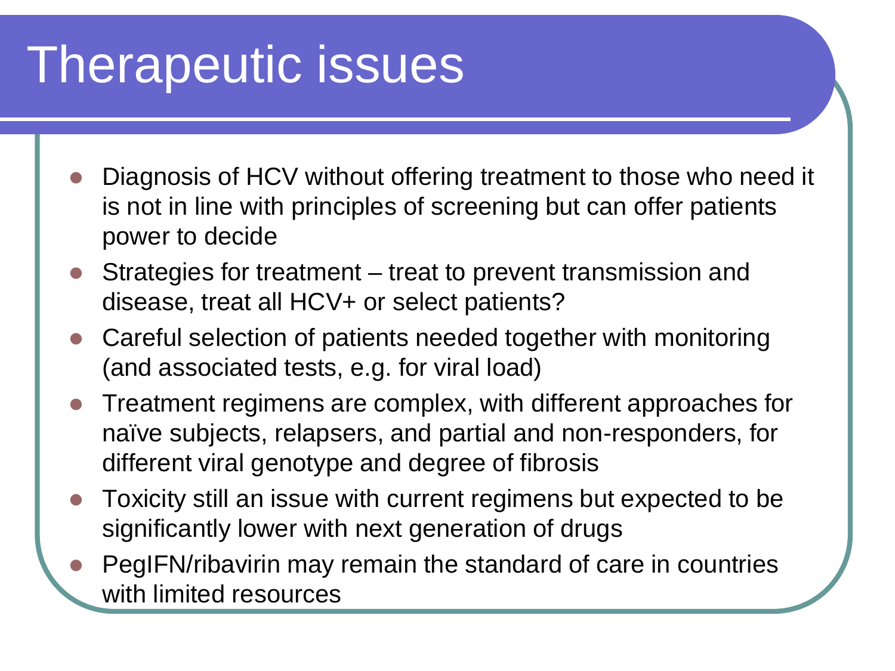# Therapeutic issues

- Diagnosis of HCV without offering treatment to those who need it is not in line with principles of screening but can offer patients power to decide
- Strategies for treatment – treat to prevent transmission and disease, treat all HCV+ or select patients?
- Careful selection of patients needed together with monitoring (and associated tests, e.g. for viral load)
- Treatment regimens are complex, with different approaches for naïve subjects, relapsers, and partial and non-responders, for different viral genotype and degree of fibrosis
- Toxicity still an issue with current regimens but expected to be significantly lower with next generation of drugs
- PegIFN/ribavirin may remain the standard of care in countries with limited resources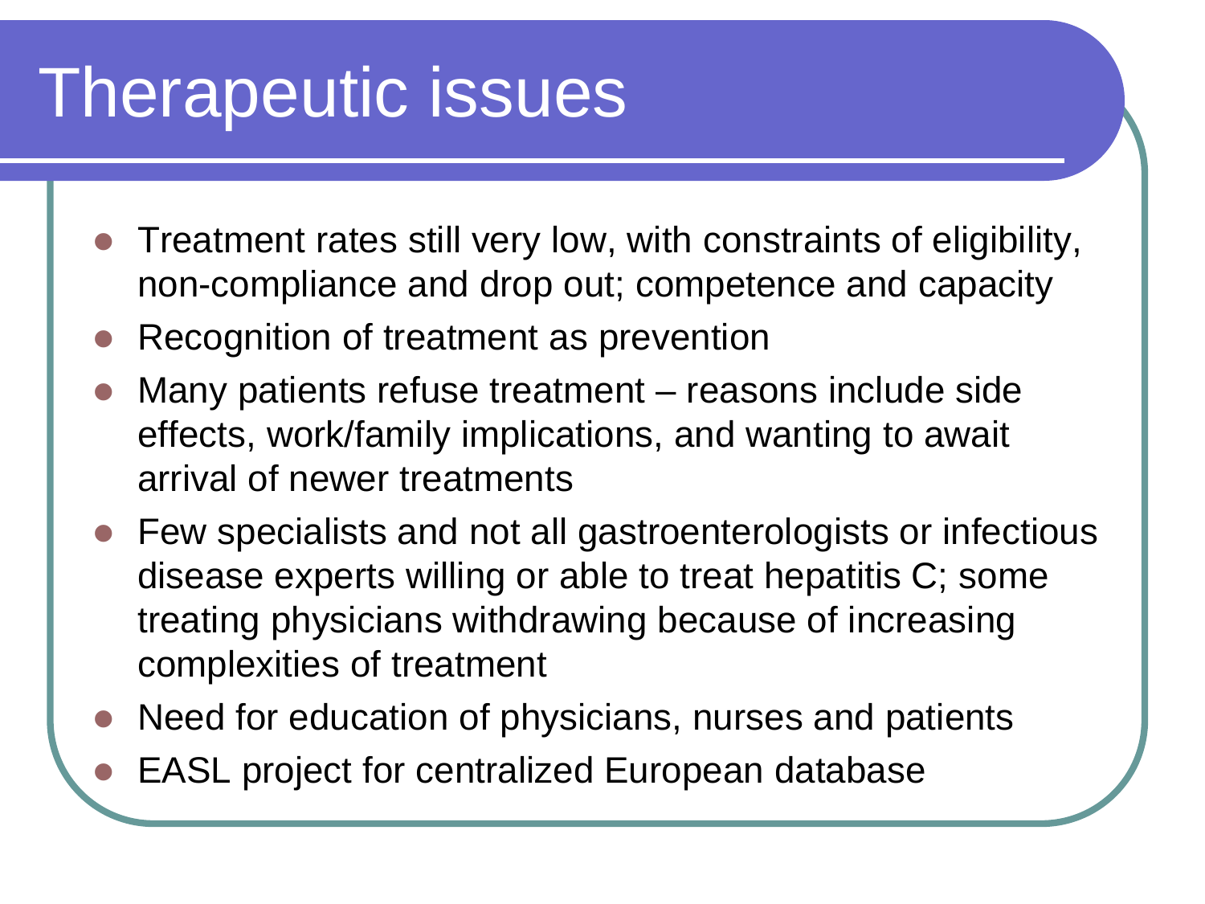# Therapeutic issues

- Treatment rates still very low, with constraints of eligibility, non-compliance and drop out; competence and capacity
- Recognition of treatment as prevention
- Many patients refuse treatment – reasons include side effects, work/family implications, and wanting to await arrival of newer treatments
- Few specialists and not all gastroenterologists or infectious disease experts willing or able to treat hepatitis C; some treating physicians withdrawing because of increasing complexities of treatment
- Need for education of physicians, nurses and patients
- EASL project for centralized European database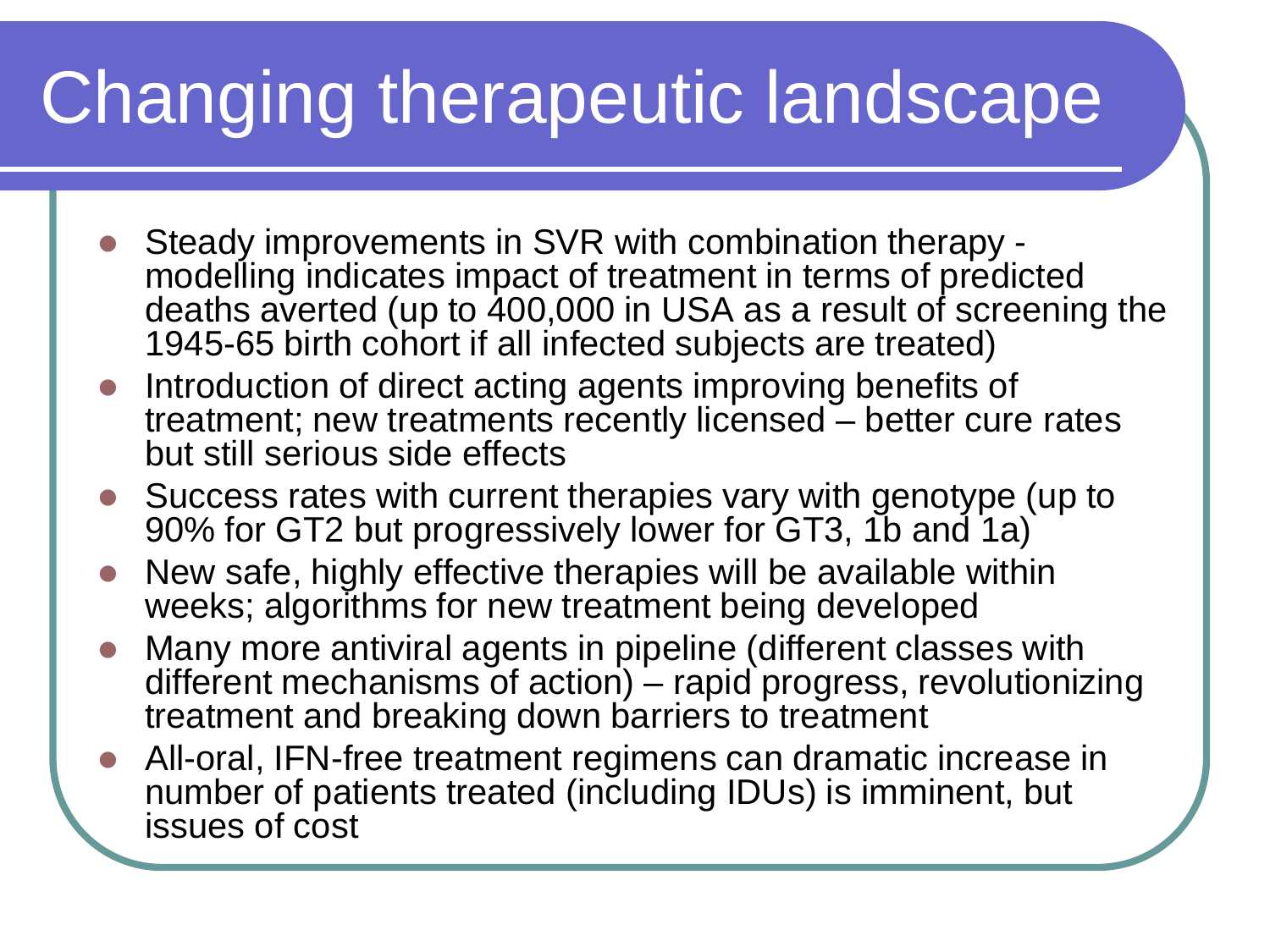# Changing therapeutic landscape

- Steady improvements in SVR with combination therapy - modelling indicates impact of treatment in terms of predicted deaths averted (up to 400,000 in USA as a result of screening the 1945-65 birth cohort if all infected subjects are treated)
- Introduction of direct acting agents improving benefits of treatment; new treatments recently licensed – better cure rates but still serious side effects
- Success rates with current therapies vary with genotype (up to 90% for GT2 but progressively lower for GT3, 1b and 1a)
- New safe, highly effective therapies will be available within weeks; algorithms for new treatment being developed
- Many more antiviral agents in pipeline (different classes with different mechanisms of action) – rapid progress, revolutionizing treatment and breaking down barriers to treatment
- All-oral, IFN-free treatment regimens can dramatic increase in number of patients treated (including IDUs) is imminent, but issues of cost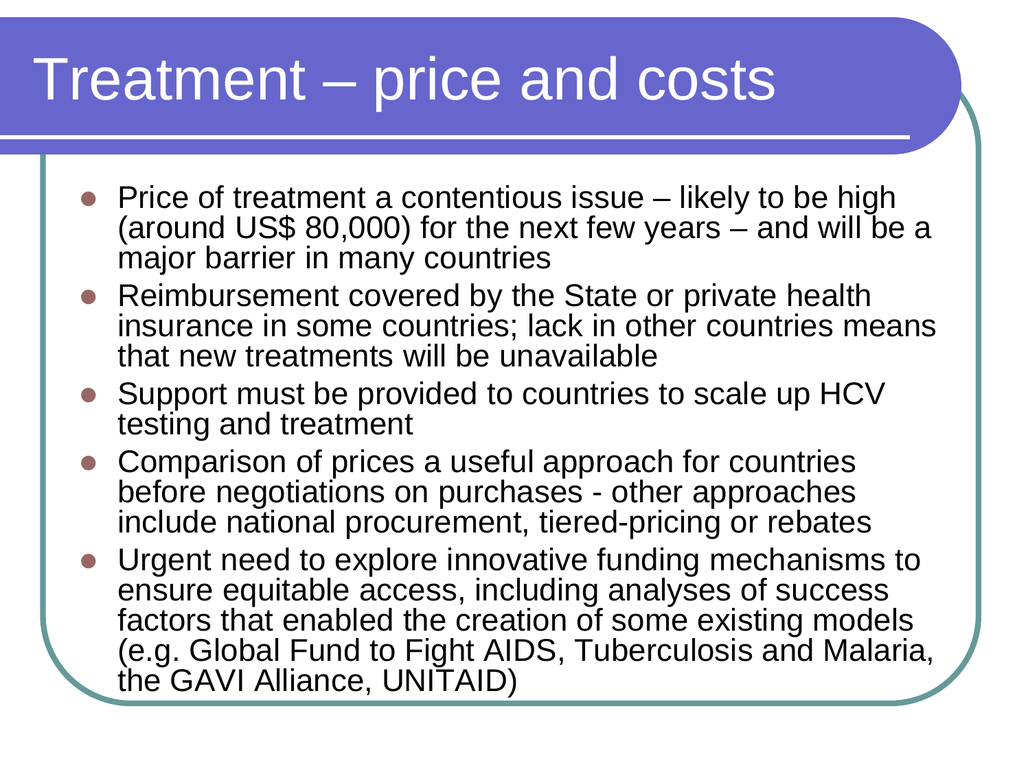# Treatment – price and costs

- Price of treatment a contentious issue – likely to be high (around US$ 80,000) for the next few years – and will be a major barrier in many countries
- Reimbursement covered by the State or private health insurance in some countries; lack in other countries means that new treatments will be unavailable
- Support must be provided to countries to scale up HCV testing and treatment
- Comparison of prices a useful approach for countries before negotiations on purchases - other approaches include national procurement, tiered-pricing or rebates
- Urgent need to explore innovative funding mechanisms to ensure equitable access, including analyses of success factors that enabled the creation of some existing models (e.g. Global Fund to Fight AIDS, Tuberculosis and Malaria, the GAVI Alliance, UNITAID)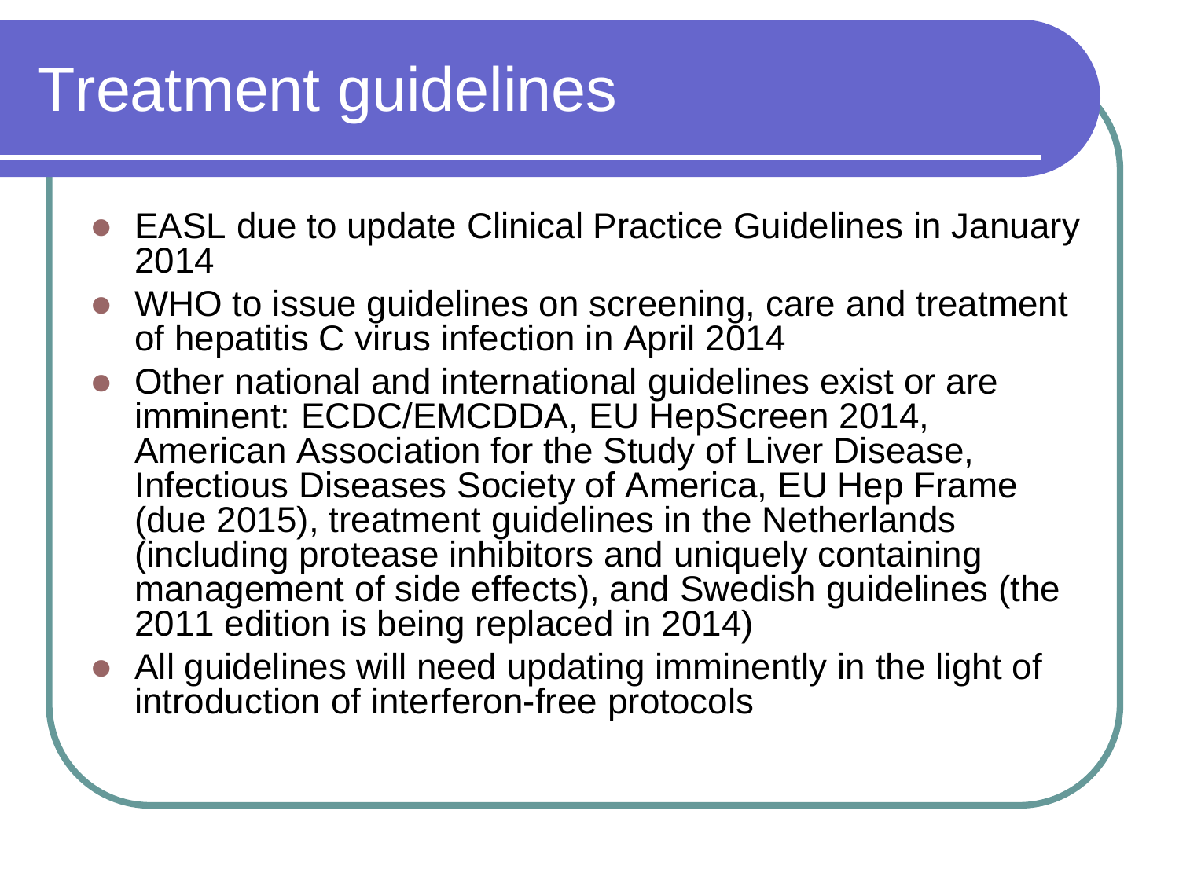# Treatment guidelines

- EASL due to update Clinical Practice Guidelines in January 2014
- WHO to issue guidelines on screening, care and treatment of hepatitis C virus infection in April 2014
- Other national and international guidelines exist or are imminent: ECDC/EMCDDA, EU HepScreen 2014, American Association for the Study of Liver Disease, Infectious Diseases Society of America, EU Hep Frame (due 2015), treatment guidelines in the Netherlands (including protease inhibitors and uniquely containing management of side effects), and Swedish guidelines (the 2011 edition is being replaced in 2014)
- All guidelines will need updating imminently in the light of introduction of interferon-free protocols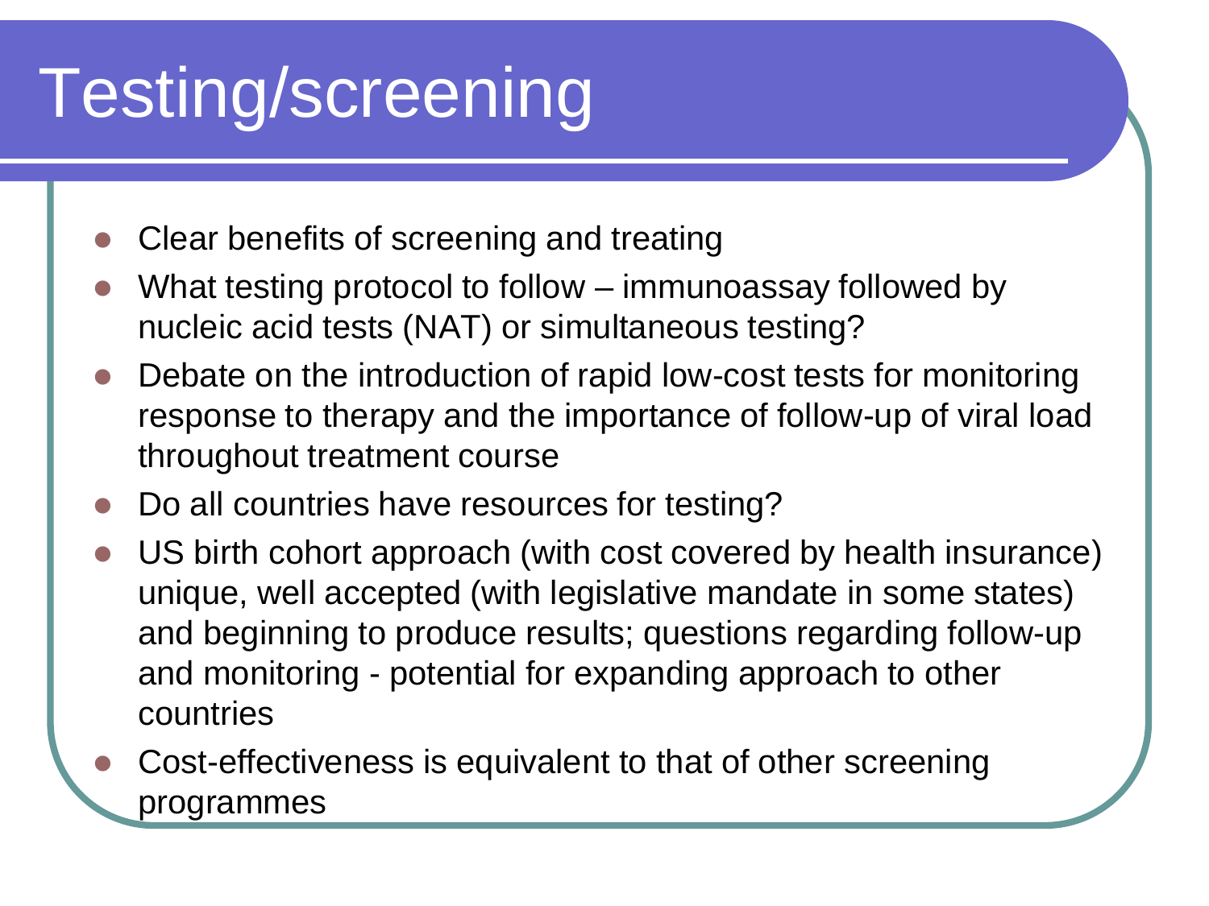# Testing/screening

- Clear benefits of screening and treating
- What testing protocol to follow – immunoassay followed by nucleic acid tests (NAT) or simultaneous testing?
- Debate on the introduction of rapid low-cost tests for monitoring response to therapy and the importance of follow-up of viral load throughout treatment course
- Do all countries have resources for testing?
- US birth cohort approach (with cost covered by health insurance) unique, well accepted (with legislative mandate in some states) and beginning to produce results; questions regarding follow-up and monitoring - potential for expanding approach to other countries
- Cost-effectiveness is equivalent to that of other screening programmes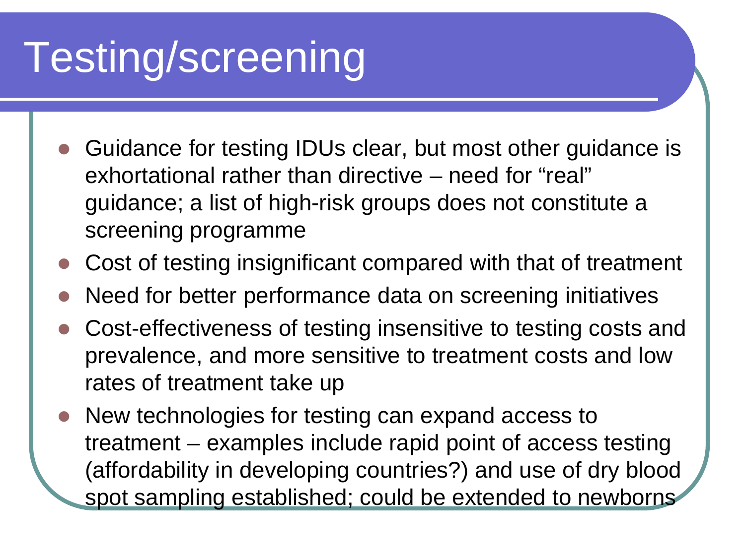# Testing/screening

- Guidance for testing IDUs clear, but most other guidance is exhortational rather than directive – need for "real" guidance; a list of high-risk groups does not constitute a screening programme
- Cost of testing insignificant compared with that of treatment
- Need for better performance data on screening initiatives
- Cost-effectiveness of testing insensitive to testing costs and prevalence, and more sensitive to treatment costs and low rates of treatment take up
- New technologies for testing can expand access to treatment – examples include rapid point of access testing (affordability in developing countries?) and use of dry blood spot sampling established; could be extended to newborns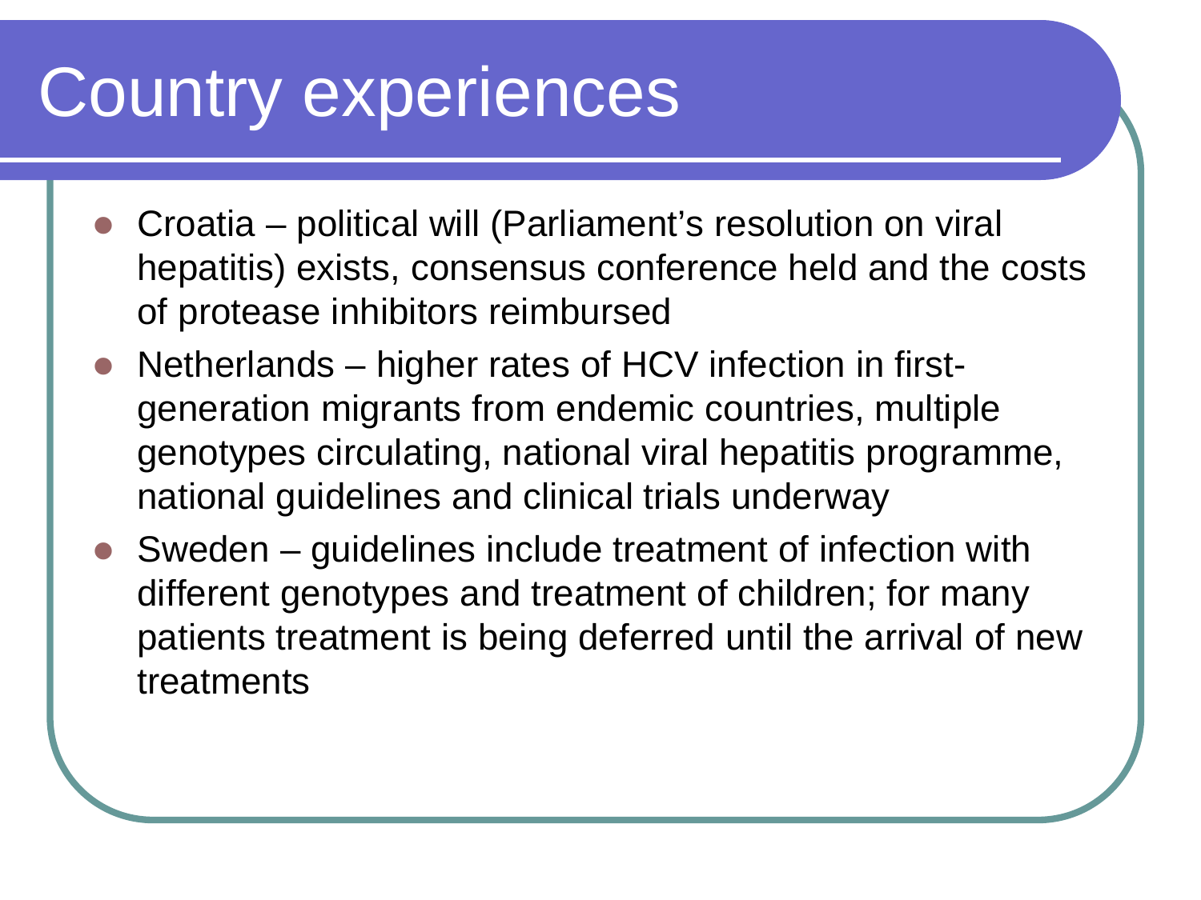# Country experiences

- Croatia – political will (Parliament's resolution on viral hepatitis) exists, consensus conference held and the costs of protease inhibitors reimbursed
- Netherlands – higher rates of HCV infection in first-generation migrants from endemic countries, multiple genotypes circulating, national viral hepatitis programme, national guidelines and clinical trials underway
- Sweden – guidelines include treatment of infection with different genotypes and treatment of children; for many patients treatment is being deferred until the arrival of new treatments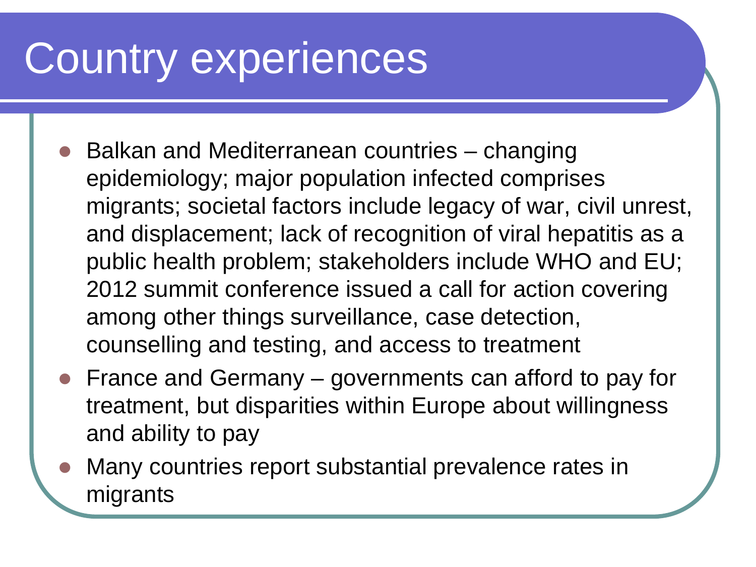# Country experiences

- Balkan and Mediterranean countries – changing epidemiology; major population infected comprises migrants; societal factors include legacy of war, civil unrest, and displacement; lack of recognition of viral hepatitis as a public health problem; stakeholders include WHO and EU; 2012 summit conference issued a call for action covering among other things surveillance, case detection, counselling and testing, and access to treatment
- France and Germany – governments can afford to pay for treatment, but disparities within Europe about willingness and ability to pay
- Many countries report substantial prevalence rates in migrants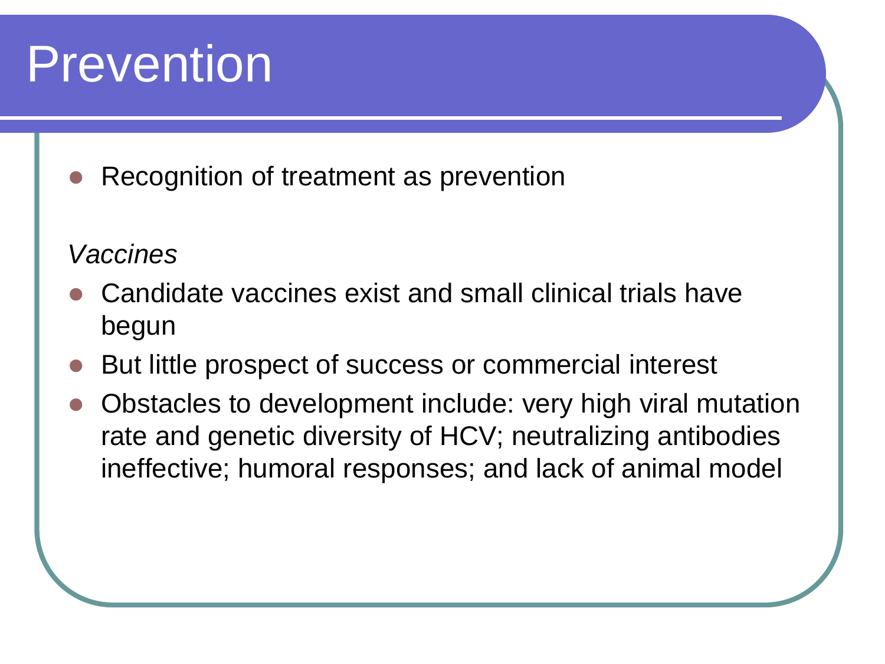# Prevention

- Recognition of treatment as prevention

*Vaccines*

- Candidate vaccines exist and small clinical trials have begun
- But little prospect of success or commercial interest
- Obstacles to development include: very high viral mutation rate and genetic diversity of HCV; neutralizing antibodies ineffective; humoral responses; and lack of animal model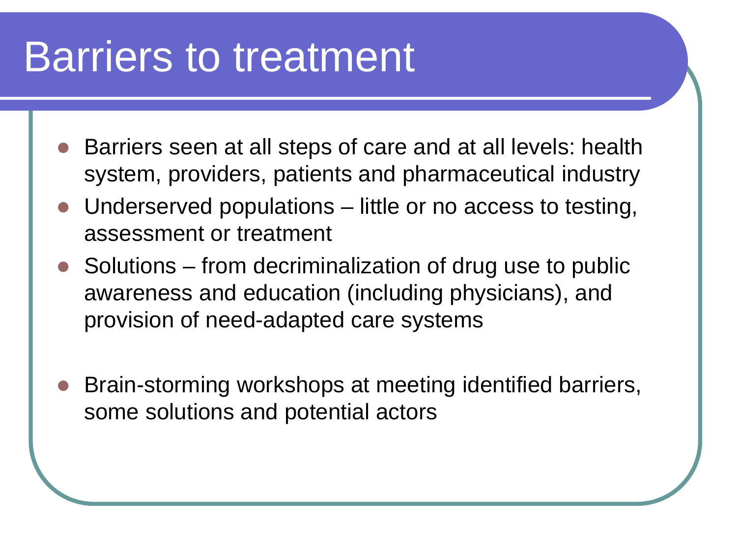# Barriers to treatment

- Barriers seen at all steps of care and at all levels: health system, providers, patients and pharmaceutical industry
- Underserved populations – little or no access to testing, assessment or treatment
- Solutions – from decriminalization of drug use to public awareness and education (including physicians), and provision of need-adapted care systems
- Brain-storming workshops at meeting identified barriers, some solutions and potential actors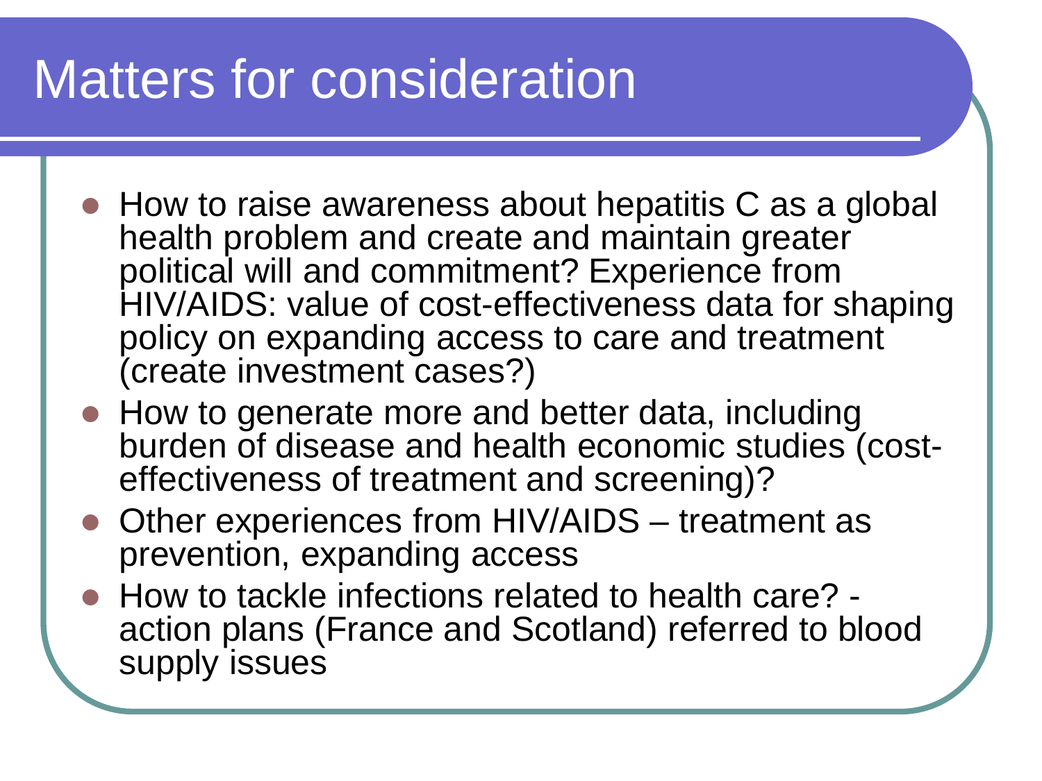# Matters for consideration

- How to raise awareness about hepatitis C as a global health problem and create and maintain greater political will and commitment? Experience from HIV/AIDS: value of cost-effectiveness data for shaping policy on expanding access to care and treatment (create investment cases?)
- How to generate more and better data, including burden of disease and health economic studies (cost-effectiveness of treatment and screening)?
- Other experiences from HIV/AIDS – treatment as prevention, expanding access
- How to tackle infections related to health care? - action plans (France and Scotland) referred to blood supply issues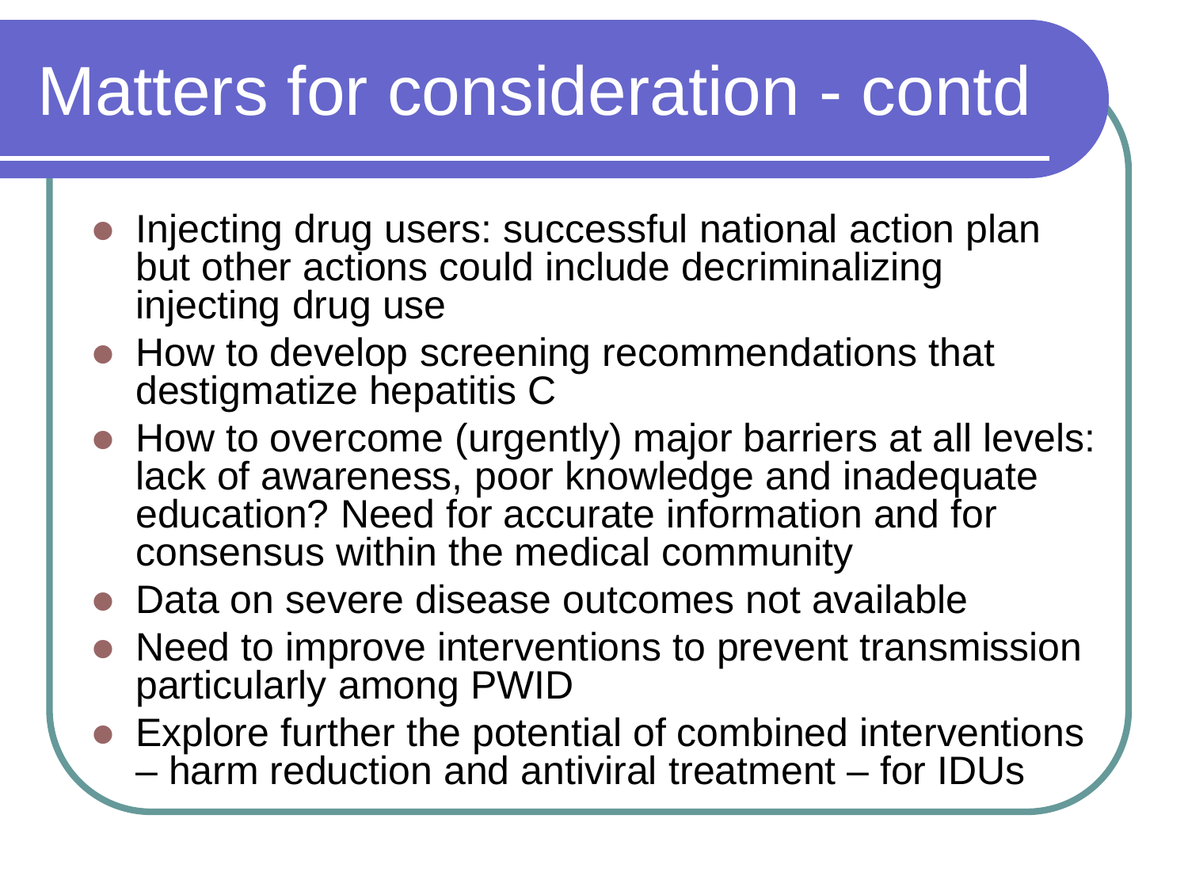# Matters for consideration - contd

- Injecting drug users: successful national action plan but other actions could include decriminalizing injecting drug use
- How to develop screening recommendations that destigmatize hepatitis C
- How to overcome (urgently) major barriers at all levels: lack of awareness, poor knowledge and inadequate education? Need for accurate information and for consensus within the medical community
- Data on severe disease outcomes not available
- Need to improve interventions to prevent transmission particularly among PWID
- Explore further the potential of combined interventions – harm reduction and antiviral treatment – for IDUs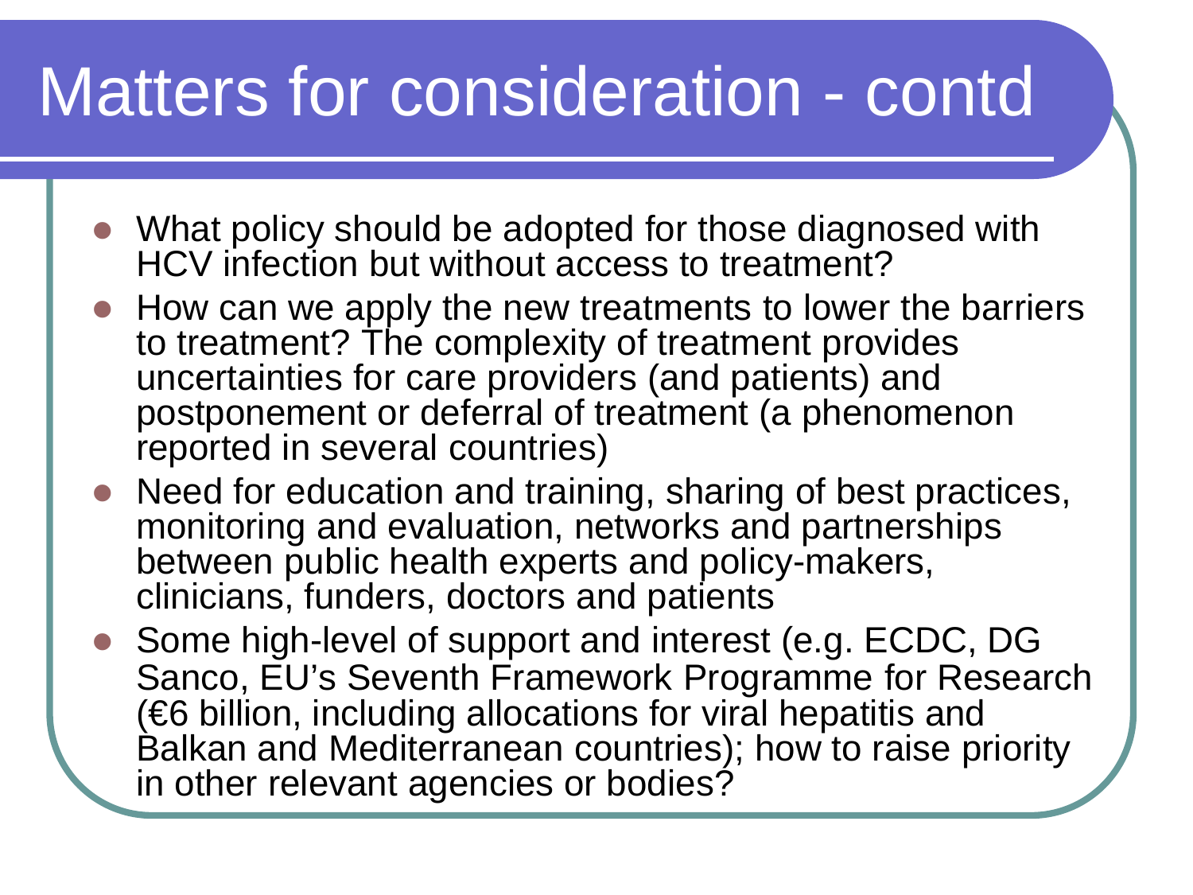# Matters for consideration - contd

- What policy should be adopted for those diagnosed with HCV infection but without access to treatment?
- How can we apply the new treatments to lower the barriers to treatment? The complexity of treatment provides uncertainties for care providers (and patients) and postponement or deferral of treatment (a phenomenon reported in several countries)
- Need for education and training, sharing of best practices, monitoring and evaluation, networks and partnerships between public health experts and policy-makers, clinicians, funders, doctors and patients
- Some high-level of support and interest (e.g. ECDC, DG Sanco, EU's Seventh Framework Programme for Research (€6 billion, including allocations for viral hepatitis and Balkan and Mediterranean countries); how to raise priority in other relevant agencies or bodies?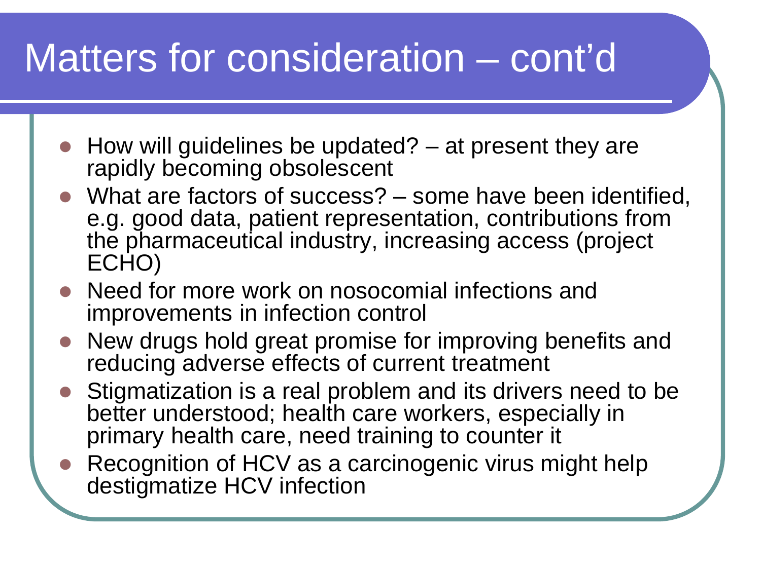# Matters for consideration – cont'd

- How will guidelines be updated? – at present they are rapidly becoming obsolescent
- What are factors of success? – some have been identified, e.g. good data, patient representation, contributions from the pharmaceutical industry, increasing access (project ECHO)
- Need for more work on nosocomial infections and improvements in infection control
- New drugs hold great promise for improving benefits and reducing adverse effects of current treatment
- Stigmatization is a real problem and its drivers need to be better understood; health care workers, especially in primary health care, need training to counter it
- Recognition of HCV as a carcinogenic virus might help destigmatize HCV infection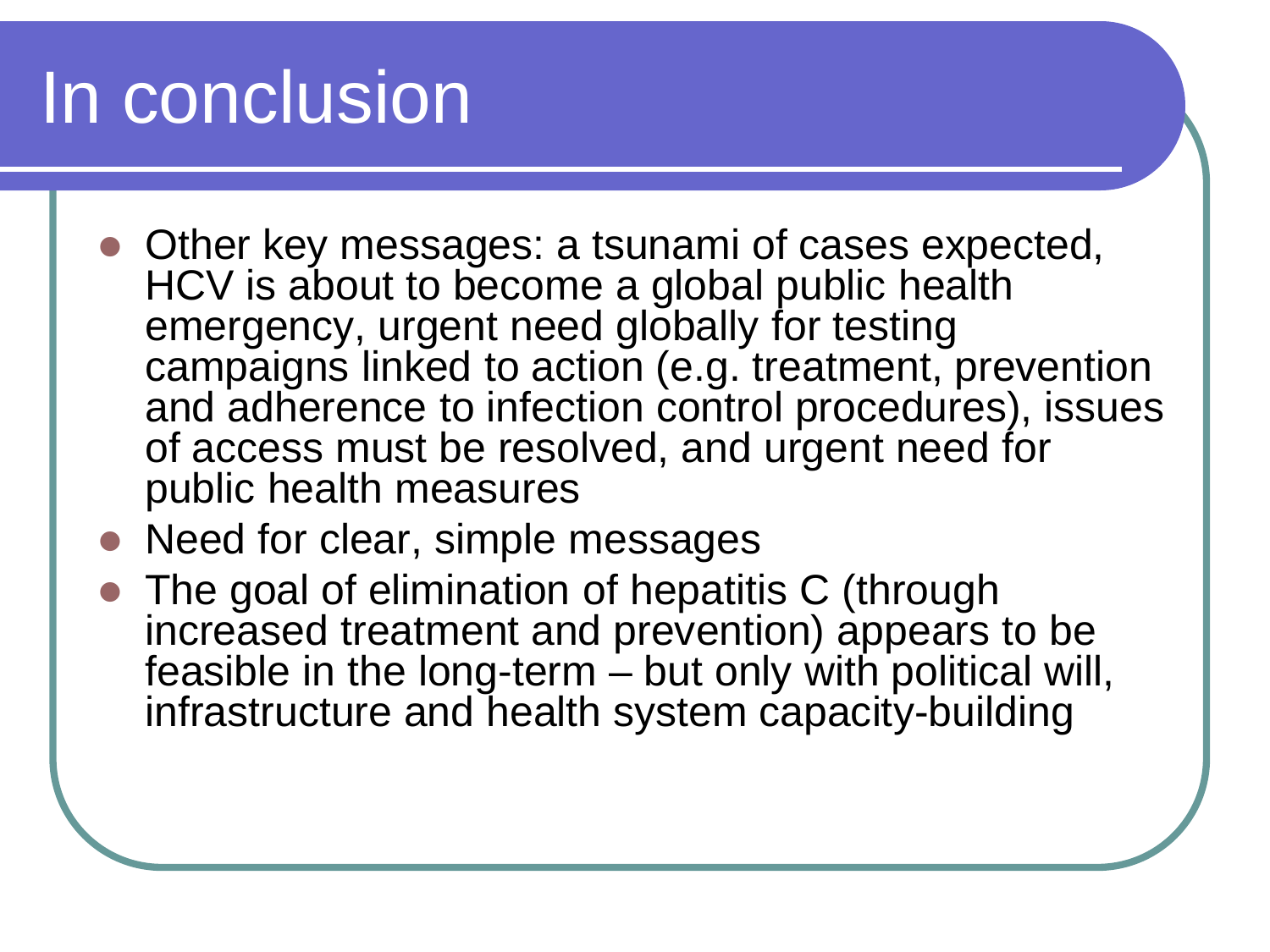# In conclusion

- Other key messages: a tsunami of cases expected, HCV is about to become a global public health emergency, urgent need globally for testing campaigns linked to action (e.g. treatment, prevention and adherence to infection control procedures), issues of access must be resolved, and urgent need for public health measures
- Need for clear, simple messages
- The goal of elimination of hepatitis C (through increased treatment and prevention) appears to be feasible in the long-term – but only with political will, infrastructure and health system capacity-building